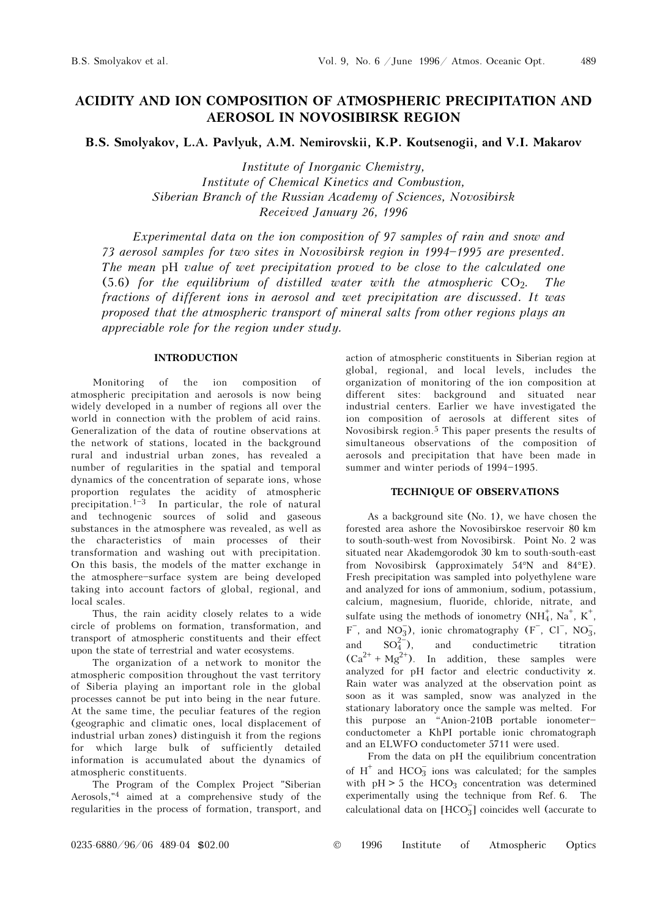# ACIDITY AND ION COMPOSITION OF ATMOSPHERIC PRECIPITATION AND AEROSOL IN NOVOSIBIRSK REGION

**B.S. Smolyakov, L.A. Pavlyuk, A.M. Nemirovskii, K.P. Koutsenogii, and V.I. Makarov**

*Institute of Inorganic Chemistry, Institute of Chemical Kinetics and Combustion, Siberian Branch of the Russian Academy of Sciences, Novosibirsk*
*Received January 26, 1996*

*Experimental data on the ion composition of 97 samples of rain and snow and 73 aerosol samples for two sites in Novosibirsk region in 1994–1995 are presented. The mean* pH *value of wet precipitation proved to be close to the calculated one (5.6) for the equilibrium of distilled water with the atmospheric* $CO_2$*. The fractions of different ions in aerosol and wet precipitation are discussed. It was proposed that the atmospheric transport of mineral salts from other regions plays an appreciable role for the region under study.*

## INTRODUCTION

Monitoring of the ion composition of atmospheric precipitation and aerosols is now being widely developed in a number of regions all over the world in connection with the problem of acid rains. Generalization of the data of routine observations at the network of stations, located in the background rural and industrial urban zones, has revealed a number of regularities in the spatial and temporal dynamics of the concentration of separate ions, whose proportion regulates the acidity of atmospheric precipitation.[1–3] In particular, the role of natural and technogenic sources of solid and gaseous substances in the atmosphere was revealed, as well as the characteristics of main processes of their transformation and washing out with precipitation. On this basis, the models of the matter exchange in the atmosphere–surface system are being developed taking into account factors of global, regional, and local scales.

Thus, the rain acidity closely relates to a wide circle of problems on formation, transformation, and transport of atmospheric constituents and their effect upon the state of terrestrial and water ecosystems.

The organization of a network to monitor the atmospheric composition throughout the vast territory of Siberia playing an important role in the global processes cannot be put into being in the near future. At the same time, the peculiar features of the region (geographic and climatic ones, local displacement of industrial urban zones) distinguish it from the regions for which large bulk of sufficiently detailed information is accumulated about the dynamics of atmospheric constituents.

The Program of the Complex Project "Siberian Aerosols,"[4] aimed at a comprehensive study of the regularities in the process of formation, transport, and action of atmospheric constituents in Siberian region at global, regional, and local levels, includes the organization of monitoring of the ion composition at different sites: background and situated near industrial centers. Earlier we have investigated the ion composition of aerosols at different sites of Novosibirsk region.[5] This paper presents the results of simultaneous observations of the composition of aerosols and precipitation that have been made in summer and winter periods of 1994–1995.

## TECHNIQUE OF OBSERVATIONS

As a background site (No. 1), we have chosen the forested area ashore the Novosibirskoe reservoir 80 km to south-south-west from Novosibirsk. Point No. 2 was situated near Akademgorodok 30 km to south-south-east from Novosibirsk (approximately 54°N and 84°E). Fresh precipitation was sampled into polyethylene ware and analyzed for ions of ammonium, sodium, potassium, calcium, magnesium, fluoride, chloride, nitrate, and sulfate using the methods of ionometry ($NH_4^+$, $Na^+$, $K^+$, $F^-$, and $NO_3^-$), ionic chromatography ($F^-$, $Cl^-$, $NO_3^-$, and $SO_4^{2-}$), and conductimetric titration ($Ca^{2+} + Mg^{2+}$). In addition, these samples were analyzed for pH factor and electric conductivity $\varkappa$. Rain water was analyzed at the observation point as soon as it was sampled, snow was analyzed in the stationary laboratory once the sample was melted. For this purpose an "Anion-210B portable ionometer–conductometer a KhPI portable ionic chromatograph and an ELWFO conductometer 5711 were used.

From the data on pH the equilibrium concentration of $H^+$ and $HCO_3^-$ ions was calculated; for the samples with pH > 5 the $HCO_3$ concentration was determined experimentally using the technique from Ref. 6. The calculational data on $[HCO_3^-]$ coincides well (accurate to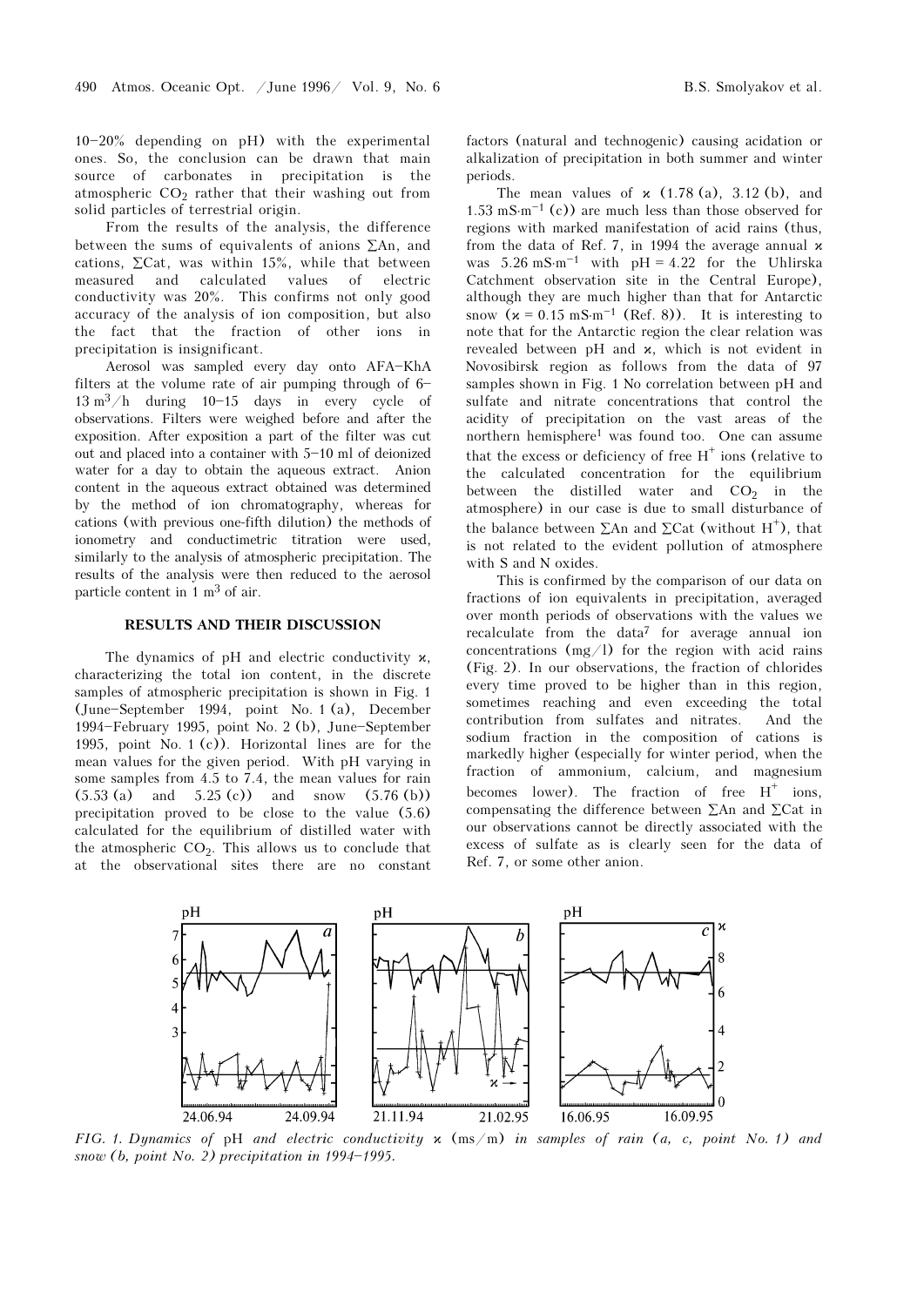10–20% depending on pH) with the experimental ones. So, the conclusion can be drawn that main source of carbonates in precipitation is the atmospheric $CO_2$ rather that their washing out from solid particles of terrestrial origin.

From the results of the analysis, the difference between the sums of equivalents of anions $\Sigma$An, and cations, $\Sigma$Cat, was within 15%, while that between measured and calculated values of electric conductivity was 20%. This confirms not only good accuracy of the analysis of ion composition, but also the fact that the fraction of other ions in precipitation is insignificant.

Aerosol was sampled every day onto AFA–KhA filters at the volume rate of air pumping through of 6–13 $m^3$/h during 10–15 days in every cycle of observations. Filters were weighed before and after the exposition. After exposition a part of the filter was cut out and placed into a container with 5–10 ml of deionized water for a day to obtain the aqueous extract. Anion content in the aqueous extract obtained was determined by the method of ion chromatography, whereas for cations (with previous one-fifth dilution) the methods of ionometry and conductimetric titration were used, similarly to the analysis of atmospheric precipitation. The results of the analysis were then reduced to the aerosol particle content in 1 $m^3$ of air.

## RESULTS AND THEIR DISCUSSION

The dynamics of pH and electric conductivity $\varkappa$, characterizing the total ion content, in the discrete samples of atmospheric precipitation is shown in Fig. 1 (June–September 1994, point No. 1 (a), December 1994–February 1995, point No. 2 (b), June–September 1995, point No. 1 (c)). Horizontal lines are for the mean values for the given period. With pH varying in some samples from 4.5 to 7.4, the mean values for rain (5.53 (a) and 5.25 (c)) and snow (5.76 (b)) precipitation proved to be close to the value (5.6) calculated for the equilibrium of distilled water with the atmospheric $CO_2$. This allows us to conclude that at the observational sites there are no constant factors (natural and technogenic) causing acidation or alkalization of precipitation in both summer and winter periods.

The mean values of $\varkappa$ (1.78 (a), 3.12 (b), and 1.53 $mS \cdot m^{-1}$ (c)) are much less than those observed for regions with marked manifestation of acid rains (thus, from the data of Ref. 7, in 1994 the average annual $\varkappa$ was 5.26 $mS \cdot m^{-1}$ with pH = 4.22 for the Uhlirska Catchment observation site in the Central Europe), although they are much higher than that for Antarctic snow ($\varkappa$ = 0.15 $mS \cdot m^{-1}$ (Ref. 8)). It is interesting to note that for the Antarctic region the clear relation was revealed between pH and $\varkappa$, which is not evident in Novosibirsk region as follows from the data of 97 samples shown in Fig. 1 No correlation between pH and sulfate and nitrate concentrations that control the acidity of precipitation on the vast areas of the northern hemisphere[1] was found too. One can assume that the excess or deficiency of free $H^+$ ions (relative to the calculated concentration for the equilibrium between the distilled water and $CO_2$ in the atmosphere) in our case is due to small disturbance of the balance between $\Sigma$An and $\Sigma$Cat (without $H^+$), that is not related to the evident pollution of atmosphere with S and N oxides.

This is confirmed by the comparison of our data on fractions of ion equivalents in precipitation, averaged over month periods of observations with the values we recalculate from the data[7] for average annual ion concentrations (mg/l) for the region with acid rains (Fig. 2). In our observations, the fraction of chlorides every time proved to be higher than in this region, sometimes reaching and even exceeding the total contribution from sulfates and nitrates. And the sodium fraction in the composition of cations is markedly higher (especially for winter period, when the fraction of ammonium, calcium, and magnesium becomes lower). The fraction of free $H^+$ ions, compensating the difference between $\Sigma$An and $\Sigma$Cat in our observations cannot be directly associated with the excess of sulfate as is clearly seen for the data of Ref. 7, or some other anion.

*FIG. 1. Dynamics of* pH *and electric conductivity* $\varkappa$ (ms/m) *in samples of rain (a, c, point No. 1) and snow (b, point No. 2) precipitation in 1994–1995.*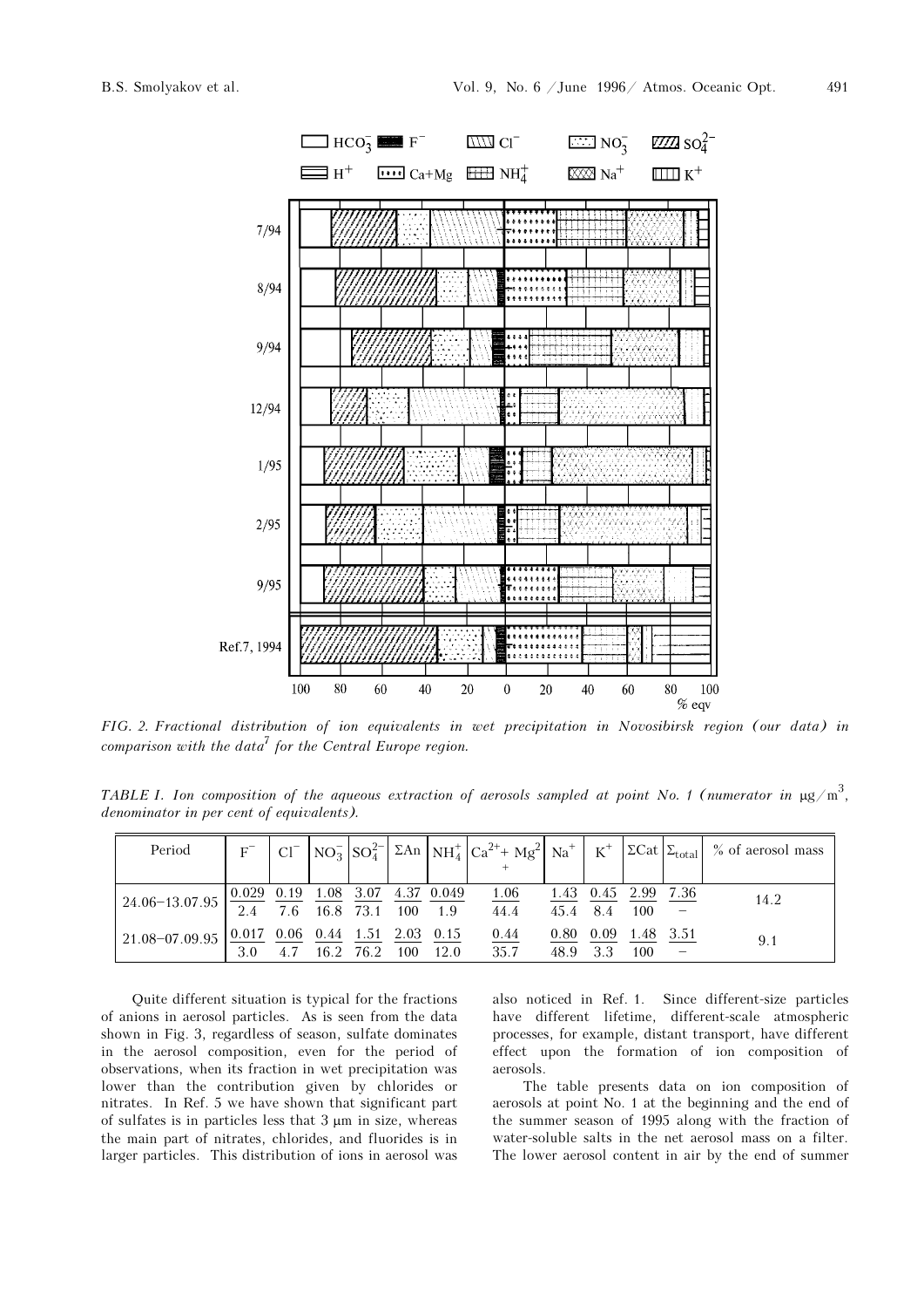FIG. 2. *Fractional distribution of ion equivalents in wet precipitation in Novosibirsk region (our data) in comparison with the data[7] for the Central Europe region.*

TABLE I. *Ion composition of the aqueous extraction of aerosols sampled at point No. 1 (numerator in μg/m$^3$, denominator in per cent of equivalents).*

| Period | $F^-$ | $Cl^-$ | $NO_3^-$ | $SO_4^{2-}$ | ΣAn | $NH_4^+$ | $Ca^{2+}$+ $Mg^{2+}$ | $Na^+$ | $K^+$ | ΣCat | $\Sigma_{total}$ | % of aerosol mass |
|---|---|---|---|---|---|---|---|---|---|---|---|---|
| 24.06–13.07.95 | 0.029 / 2.4 | 0.19 / 7.6 | 1.08 / 16.8 | 3.07 / 73.1 | 4.37 / 100 | 0.049 / 1.9 | 1.06 / 44.4 | 1.43 / 45.4 | 0.45 / 8.4 | 2.99 / 100 | 7.36 / – | 14.2 |
| 21.08–07.09.95 | 0.017 / 3.0 | 0.06 / 4.7 | 0.44 / 16.2 | 1.51 / 76.2 | 2.03 / 100 | 0.15 / 12.0 | 0.44 / 35.7 | 0.80 / 48.9 | 0.09 / 3.3 | 1.48 / 100 | 3.51 / – | 9.1 |

Quite different situation is typical for the fractions of anions in aerosol particles. As is seen from the data shown in Fig. 3, regardless of season, sulfate dominates in the aerosol composition, even for the period of observations, when its fraction in wet precipitation was lower than the contribution given by chlorides or nitrates. In Ref. 5 we have shown that significant part of sulfates is in particles less that 3 μm in size, whereas the main part of nitrates, chlorides, and fluorides is in larger particles. This distribution of ions in aerosol was also noticed in Ref. 1. Since different-size particles have different lifetime, different-scale atmospheric processes, for example, distant transport, have different effect upon the formation of ion composition of aerosols.

The table presents data on ion composition of aerosols at point No. 1 at the beginning and the end of the summer season of 1995 along with the fraction of water-soluble salts in the net aerosol mass on a filter. The lower aerosol content in air by the end of summer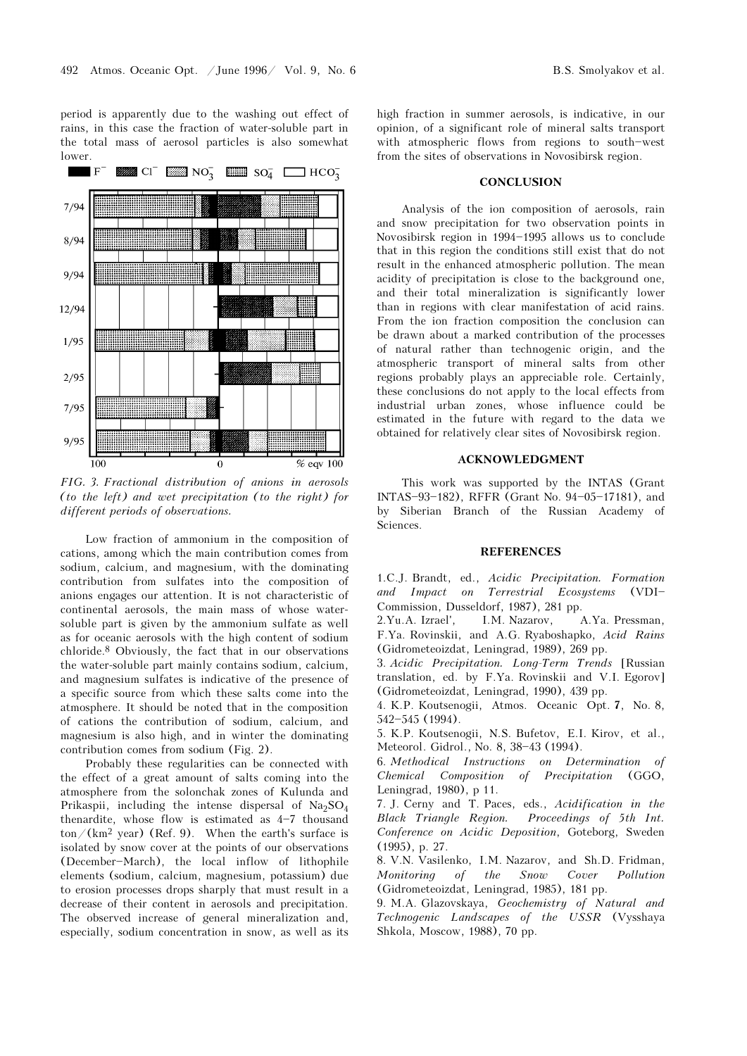period is apparently due to the washing out effect of rains, in this case the fraction of water-soluble part in the total mass of aerosol particles is also somewhat lower.

$F^-$ $Cl^-$ $NO_3^-$ $SO_4^-$ $HCO_3^-$

7/94
8/94
9/94
12/94
1/95
2/95
7/95
9/95

100 0 % eqv 100

*FIG. 3. Fractional distribution of anions in aerosols (to the left) and wet precipitation (to the right) for different periods of observations.*

Low fraction of ammonium in the composition of cations, among which the main contribution comes from sodium, calcium, and magnesium, with the dominating contribution from sulfates into the composition of anions engages our attention. It is not characteristic of continental aerosols, the main mass of whose water-soluble part is given by the ammonium sulfate as well as for oceanic aerosols with the high content of sodium chloride.[8] Obviously, the fact that in our observations the water-soluble part mainly contains sodium, calcium, and magnesium sulfates is indicative of the presence of a specific source from which these salts come into the atmosphere. It should be noted that in the composition of cations the contribution of sodium, calcium, and magnesium is also high, and in winter the dominating contribution comes from sodium (Fig. 2).

Probably these regularities can be connected with the effect of a great amount of salts coming into the atmosphere from the solonchak zones of Kulunda and Prikaspii, including the intense dispersal of $Na_2SO_4$ thenardite, whose flow is estimated as 4–7 thousand ton/(km$^2$ year) (Ref. 9). When the earth's surface is isolated by snow cover at the points of our observations (December–March), the local inflow of lithophile elements (sodium, calcium, magnesium, potassium) due to erosion processes drops sharply that must result in a decrease of their content in aerosols and precipitation. The observed increase of general mineralization and, especially, sodium concentration in snow, as well as its high fraction in summer aerosols, is indicative, in our opinion, of a significant role of mineral salts transport with atmospheric flows from regions to south–west from the sites of observations in Novosibirsk region.

## CONCLUSION

Analysis of the ion composition of aerosols, rain and snow precipitation for two observation points in Novosibirsk region in 1994–1995 allows us to conclude that in this region the conditions still exist that do not result in the enhanced atmospheric pollution. The mean acidity of precipitation is close to the background one, and their total mineralization is significantly lower than in regions with clear manifestation of acid rains. From the ion fraction composition the conclusion can be drawn about a marked contribution of the processes of natural rather than technogenic origin, and the atmospheric transport of mineral salts from other regions probably plays an appreciable role. Certainly, these conclusions do not apply to the local effects from industrial urban zones, whose influence could be estimated in the future with regard to the data we obtained for relatively clear sites of Novosibirsk region.

## ACKNOWLEDGMENT

This work was supported by the INTAS (Grant INTAS–93–182), RFFR (Grant No. 94–05–17181), and by Siberian Branch of the Russian Academy of Sciences.

## REFERENCES

1. C.J. Brandt, ed., *Acidic Precipitation. Formation and Impact on Terrestrial Ecosystems* (VDI–Commission, Dusseldorf, 1987), 281 pp.
2. Yu.A. Izrael', I.M. Nazarov, A.Ya. Pressman, F.Ya. Rovinskii, and A.G. Ryaboshapko, *Acid Rains* (Gidrometeoizdat, Leningrad, 1989), 269 pp.
3. *Acidic Precipitation. Long-Term Trends* [Russian translation, ed. by F.Ya. Rovinskii and V.I. Egorov] (Gidrometeoizdat, Leningrad, 1990), 439 pp.
4. K.P. Koutsenogii, Atmos. Oceanic Opt. **7**, No. 8, 542–545 (1994).
5. K.P. Koutsenogii, N.S. Bufetov, E.I. Kirov, et al., Meteorol. Gidrol., No. 8, 38–43 (1994).
6. *Methodical Instructions on Determination of Chemical Composition of Precipitation* (GGO, Leningrad, 1980), p 11.
7. J. Cerny and T. Paces, eds., *Acidification in the Black Triangle Region. Proceedings of 5th Int. Conference on Acidic Deposition*, Goteborg, Sweden (1995), p. 27.
8. V.N. Vasilenko, I.M. Nazarov, and Sh.D. Fridman, *Monitoring of the Snow Cover Pollution* (Gidrometeoizdat, Leningrad, 1985), 181 pp.
9. M.A. Glazovskaya, *Geochemistry of Natural and Technogenic Landscapes of the USSR* (Vysshaya Shkola, Moscow, 1988), 70 pp.